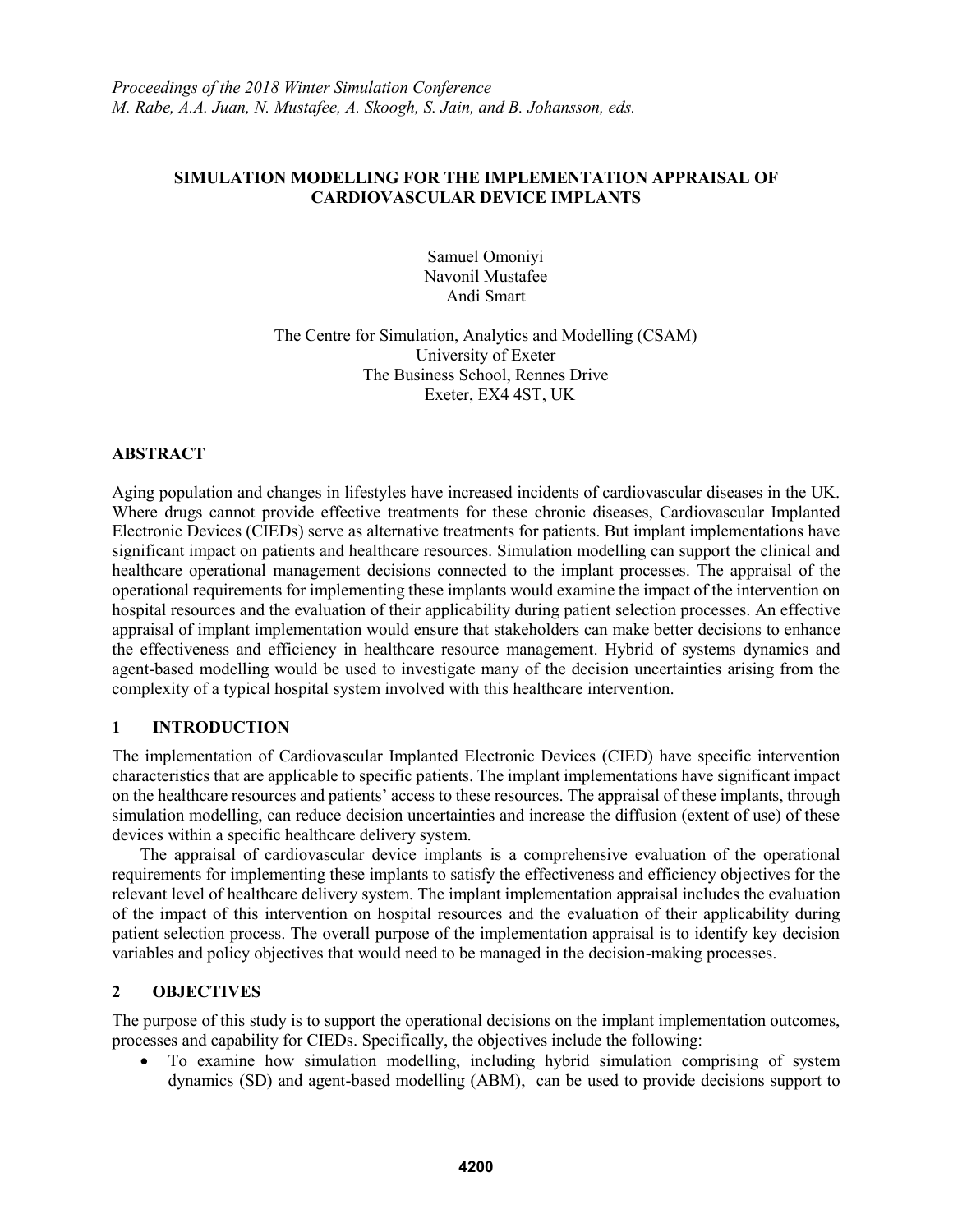*Proceedings of the 2018 Winter Simulation Conference*
*M. Rabe, A.A. Juan, N. Mustafee, A. Skoogh, S. Jain, and B. Johansson, eds.*

# SIMULATION MODELLING FOR THE IMPLEMENTATION APPRAISAL OF CARDIOVASCULAR DEVICE IMPLANTS

Samuel Omoniyi
Navonil Mustafee
Andi Smart

The Centre for Simulation, Analytics and Modelling (CSAM)
University of Exeter
The Business School, Rennes Drive
Exeter, EX4 4ST, UK

## ABSTRACT

Aging population and changes in lifestyles have increased incidents of cardiovascular diseases in the UK. Where drugs cannot provide effective treatments for these chronic diseases, Cardiovascular Implanted Electronic Devices (CIEDs) serve as alternative treatments for patients. But implant implementations have significant impact on patients and healthcare resources. Simulation modelling can support the clinical and healthcare operational management decisions connected to the implant processes. The appraisal of the operational requirements for implementing these implants would examine the impact of the intervention on hospital resources and the evaluation of their applicability during patient selection processes. An effective appraisal of implant implementation would ensure that stakeholders can make better decisions to enhance the effectiveness and efficiency in healthcare resource management. Hybrid of systems dynamics and agent-based modelling would be used to investigate many of the decision uncertainties arising from the complexity of a typical hospital system involved with this healthcare intervention.

## 1 INTRODUCTION

The implementation of Cardiovascular Implanted Electronic Devices (CIED) have specific intervention characteristics that are applicable to specific patients. The implant implementations have significant impact on the healthcare resources and patients' access to these resources. The appraisal of these implants, through simulation modelling, can reduce decision uncertainties and increase the diffusion (extent of use) of these devices within a specific healthcare delivery system.

The appraisal of cardiovascular device implants is a comprehensive evaluation of the operational requirements for implementing these implants to satisfy the effectiveness and efficiency objectives for the relevant level of healthcare delivery system. The implant implementation appraisal includes the evaluation of the impact of this intervention on hospital resources and the evaluation of their applicability during patient selection process. The overall purpose of the implementation appraisal is to identify key decision variables and policy objectives that would need to be managed in the decision-making processes.

## 2 OBJECTIVES

The purpose of this study is to support the operational decisions on the implant implementation outcomes, processes and capability for CIEDs. Specifically, the objectives include the following:

- To examine how simulation modelling, including hybrid simulation comprising of system dynamics (SD) and agent-based modelling (ABM), can be used to provide decisions support to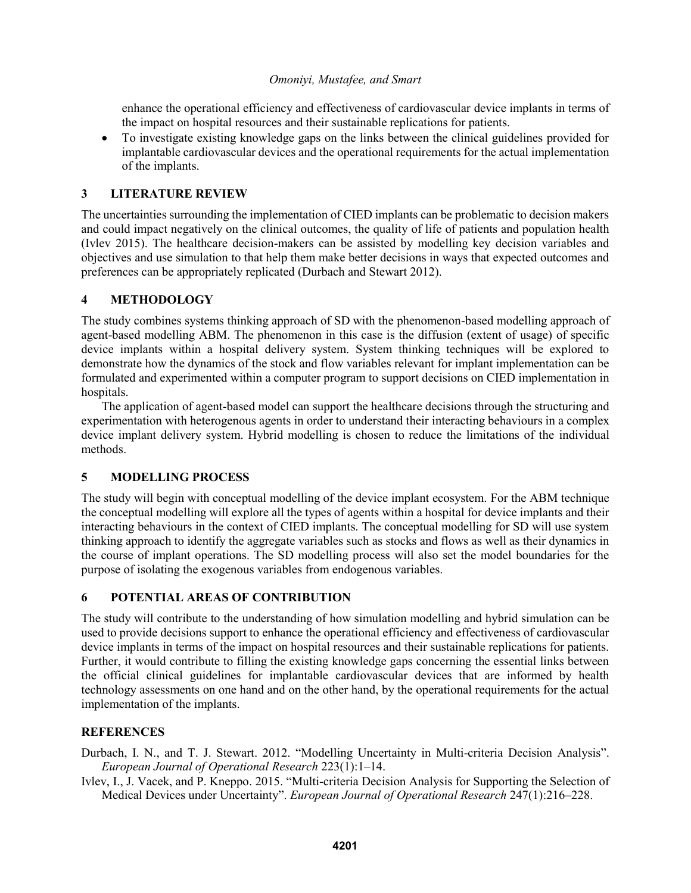enhance the operational efficiency and effectiveness of cardiovascular device implants in terms of the impact on hospital resources and their sustainable replications for patients.

- To investigate existing knowledge gaps on the links between the clinical guidelines provided for implantable cardiovascular devices and the operational requirements for the actual implementation of the implants.

## 3 LITERATURE REVIEW

The uncertainties surrounding the implementation of CIED implants can be problematic to decision makers and could impact negatively on the clinical outcomes, the quality of life of patients and population health (Ivlev 2015). The healthcare decision-makers can be assisted by modelling key decision variables and objectives and use simulation to that help them make better decisions in ways that expected outcomes and preferences can be appropriately replicated (Durbach and Stewart 2012).

## 4 METHODOLOGY

The study combines systems thinking approach of SD with the phenomenon-based modelling approach of agent-based modelling ABM. The phenomenon in this case is the diffusion (extent of usage) of specific device implants within a hospital delivery system. System thinking techniques will be explored to demonstrate how the dynamics of the stock and flow variables relevant for implant implementation can be formulated and experimented within a computer program to support decisions on CIED implementation in hospitals.

The application of agent-based model can support the healthcare decisions through the structuring and experimentation with heterogenous agents in order to understand their interacting behaviours in a complex device implant delivery system. Hybrid modelling is chosen to reduce the limitations of the individual methods.

## 5 MODELLING PROCESS

The study will begin with conceptual modelling of the device implant ecosystem. For the ABM technique the conceptual modelling will explore all the types of agents within a hospital for device implants and their interacting behaviours in the context of CIED implants. The conceptual modelling for SD will use system thinking approach to identify the aggregate variables such as stocks and flows as well as their dynamics in the course of implant operations. The SD modelling process will also set the model boundaries for the purpose of isolating the exogenous variables from endogenous variables.

## 6 POTENTIAL AREAS OF CONTRIBUTION

The study will contribute to the understanding of how simulation modelling and hybrid simulation can be used to provide decisions support to enhance the operational efficiency and effectiveness of cardiovascular device implants in terms of the impact on hospital resources and their sustainable replications for patients. Further, it would contribute to filling the existing knowledge gaps concerning the essential links between the official clinical guidelines for implantable cardiovascular devices that are informed by health technology assessments on one hand and on the other hand, by the operational requirements for the actual implementation of the implants.

## REFERENCES

Durbach, I. N., and T. J. Stewart. 2012. “Modelling Uncertainty in Multi-criteria Decision Analysis”. *European Journal of Operational Research* 223(1):1–14.

Ivlev, I., J. Vacek, and P. Kneppo. 2015. “Multi-criteria Decision Analysis for Supporting the Selection of Medical Devices under Uncertainty”. *European Journal of Operational Research* 247(1):216–228.